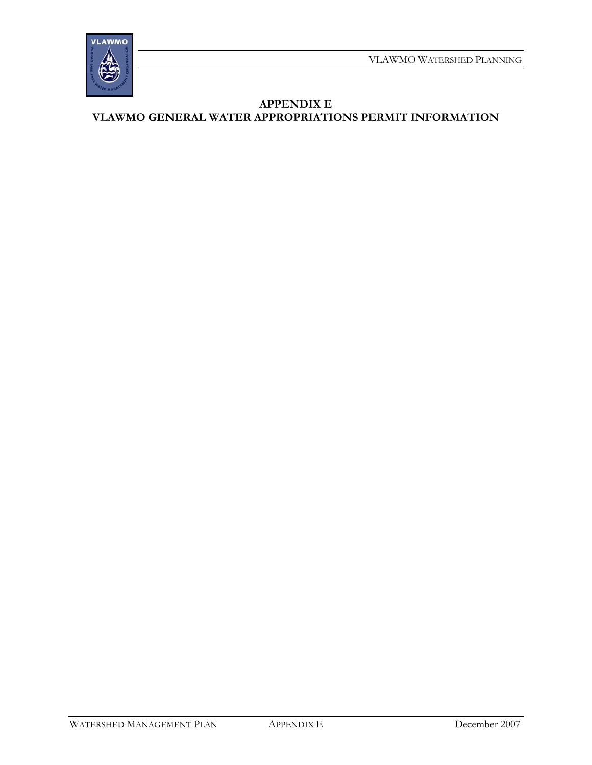# APPENDIX E
# VLAWMO GENERAL WATER APPROPRIATIONS PERMIT INFORMATION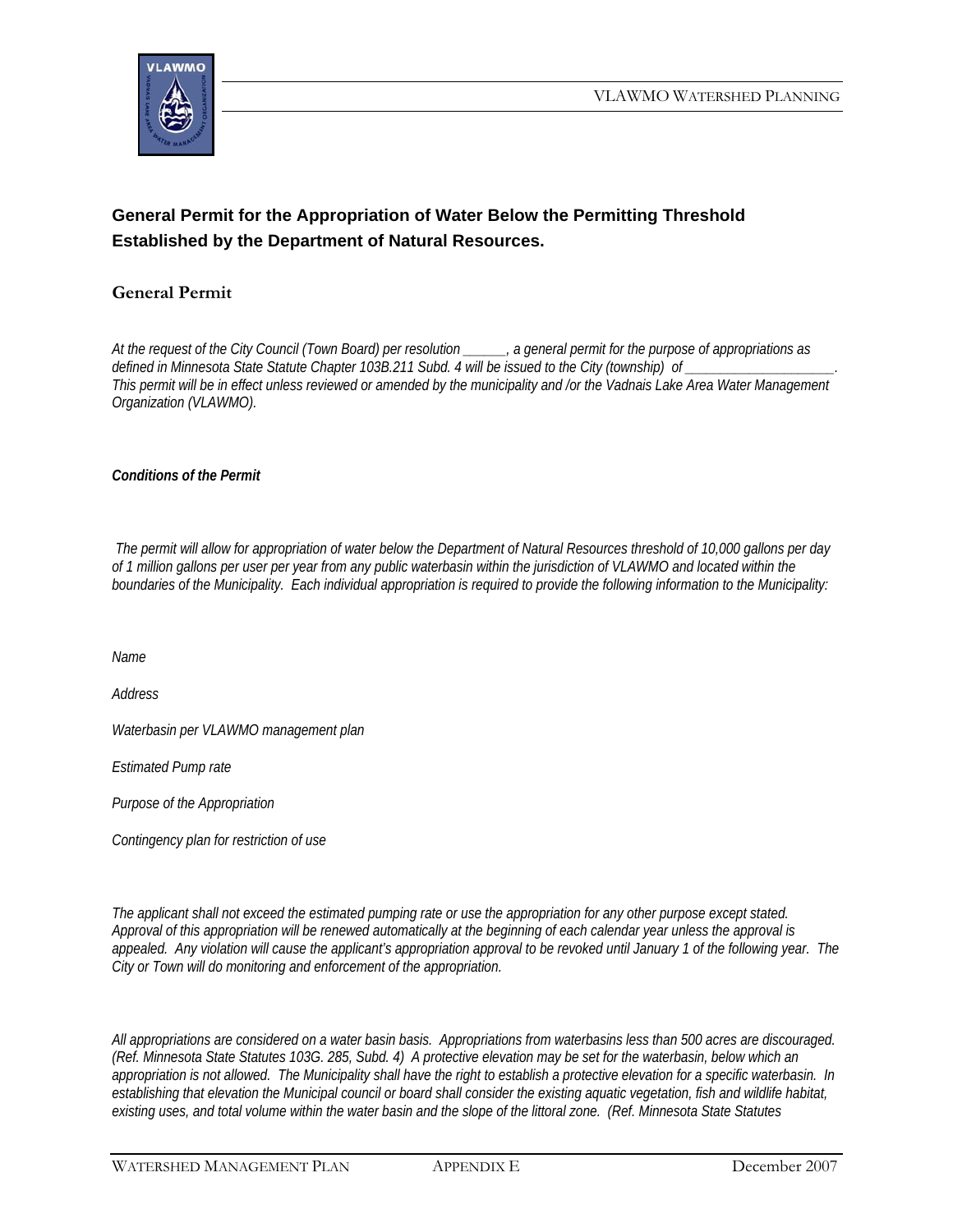**General Permit for the Appropriation of Water Below the Permitting Threshold Established by the Department of Natural Resources.**

## General Permit

*At the request of the City Council (Town Board) per resolution ______, a general permit for the purpose of appropriations as defined in Minnesota State Statute Chapter 103B.211 Subd. 4 will be issued to the City (township) of ____________________. This permit will be in effect unless reviewed or amended by the municipality and /or the Vadnais Lake Area Water Management Organization (VLAWMO).*

***Conditions of the Permit***

*The permit will allow for appropriation of water below the Department of Natural Resources threshold of 10,000 gallons per day of 1 million gallons per user per year from any public waterbasin within the jurisdiction of VLAWMO and located within the boundaries of the Municipality. Each individual appropriation is required to provide the following information to the Municipality:*

*Name*

*Address*

*Waterbasin per VLAWMO management plan*

*Estimated Pump rate*

*Purpose of the Appropriation*

*Contingency plan for restriction of use*

*The applicant shall not exceed the estimated pumping rate or use the appropriation for any other purpose except stated. Approval of this appropriation will be renewed automatically at the beginning of each calendar year unless the approval is appealed. Any violation will cause the applicant's appropriation approval to be revoked until January 1 of the following year. The City or Town will do monitoring and enforcement of the appropriation.*

*All appropriations are considered on a water basin basis. Appropriations from waterbasins less than 500 acres are discouraged. (Ref. Minnesota State Statutes 103G. 285, Subd. 4) A protective elevation may be set for the waterbasin, below which an appropriation is not allowed. The Municipality shall have the right to establish a protective elevation for a specific waterbasin. In establishing that elevation the Municipal council or board shall consider the existing aquatic vegetation, fish and wildlife habitat, existing uses, and total volume within the water basin and the slope of the littoral zone. (Ref. Minnesota State Statutes*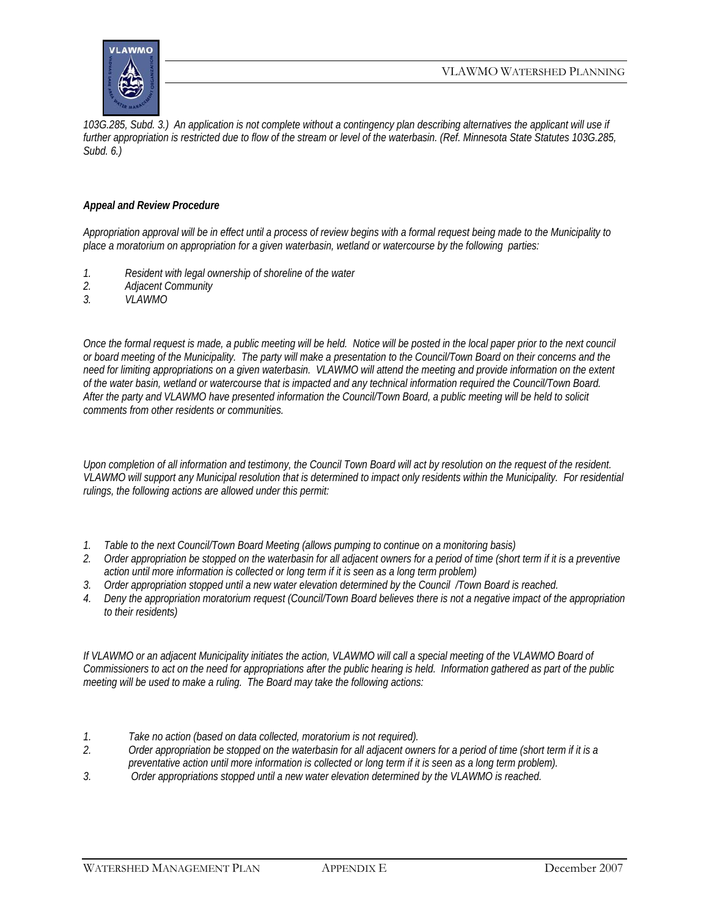*103G.285, Subd. 3.) An application is not complete without a contingency plan describing alternatives the applicant will use if further appropriation is restricted due to flow of the stream or level of the waterbasin. (Ref. Minnesota State Statutes 103G.285, Subd. 6.)*

***Appeal and Review Procedure***

*Appropriation approval will be in effect until a process of review begins with a formal request being made to the Municipality to place a moratorium on appropriation for a given waterbasin, wetland or watercourse by the following parties:*

1. *Resident with legal ownership of shoreline of the water*
2. *Adjacent Community*
3. *VLAWMO*

*Once the formal request is made, a public meeting will be held. Notice will be posted in the local paper prior to the next council or board meeting of the Municipality. The party will make a presentation to the Council/Town Board on their concerns and the need for limiting appropriations on a given waterbasin. VLAWMO will attend the meeting and provide information on the extent of the water basin, wetland or watercourse that is impacted and any technical information required the Council/Town Board. After the party and VLAWMO have presented information the Council/Town Board, a public meeting will be held to solicit comments from other residents or communities.*

*Upon completion of all information and testimony, the Council Town Board will act by resolution on the request of the resident. VLAWMO will support any Municipal resolution that is determined to impact only residents within the Municipality. For residential rulings, the following actions are allowed under this permit:*

1. *Table to the next Council/Town Board Meeting (allows pumping to continue on a monitoring basis)*
2. *Order appropriation be stopped on the waterbasin for all adjacent owners for a period of time (short term if it is a preventive action until more information is collected or long term if it is seen as a long term problem)*
3. *Order appropriation stopped until a new water elevation determined by the Council /Town Board is reached.*
4. *Deny the appropriation moratorium request (Council/Town Board believes there is not a negative impact of the appropriation to their residents)*

*If VLAWMO or an adjacent Municipality initiates the action, VLAWMO will call a special meeting of the VLAWMO Board of Commissioners to act on the need for appropriations after the public hearing is held. Information gathered as part of the public meeting will be used to make a ruling. The Board may take the following actions:*

1. *Take no action (based on data collected, moratorium is not required).*
2. *Order appropriation be stopped on the waterbasin for all adjacent owners for a period of time (short term if it is a preventative action until more information is collected or long term if it is seen as a long term problem).*
3. *Order appropriations stopped until a new water elevation determined by the VLAWMO is reached.*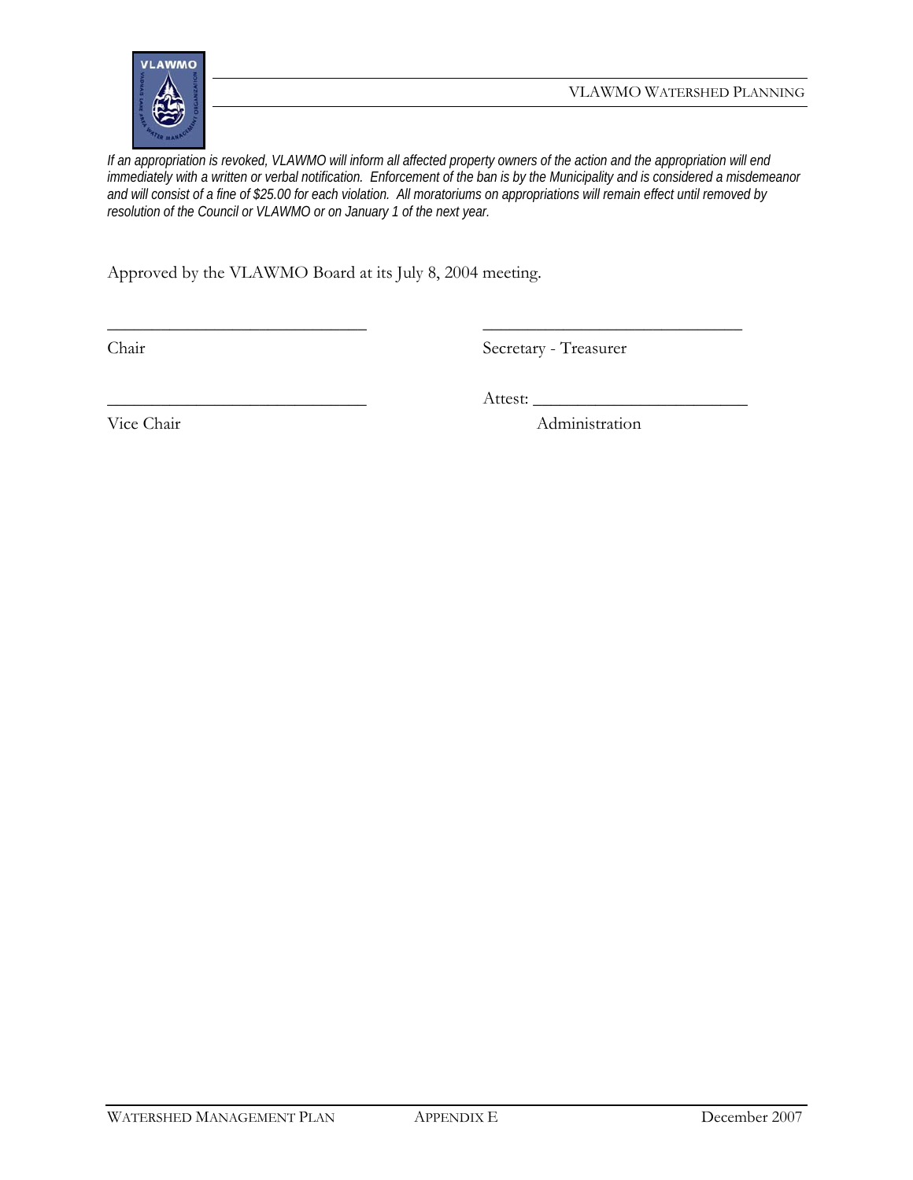*If an appropriation is revoked, VLAWMO will inform all affected property owners of the action and the appropriation will end immediately with a written or verbal notification. Enforcement of the ban is by the Municipality and is considered a misdemeanor and will consist of a fine of $25.00 for each violation. All moratoriums on appropriations will remain effect until removed by resolution of the Council or VLAWMO or on January 1 of the next year.*

Approved by the VLAWMO Board at its July 8, 2004 meeting.

| | |
|---|---|
| ______________________________ | ______________________________ |
| Chair | Secretary - Treasurer |
| ______________________________ | Attest: ________________________ |
| Vice Chair | Administration |